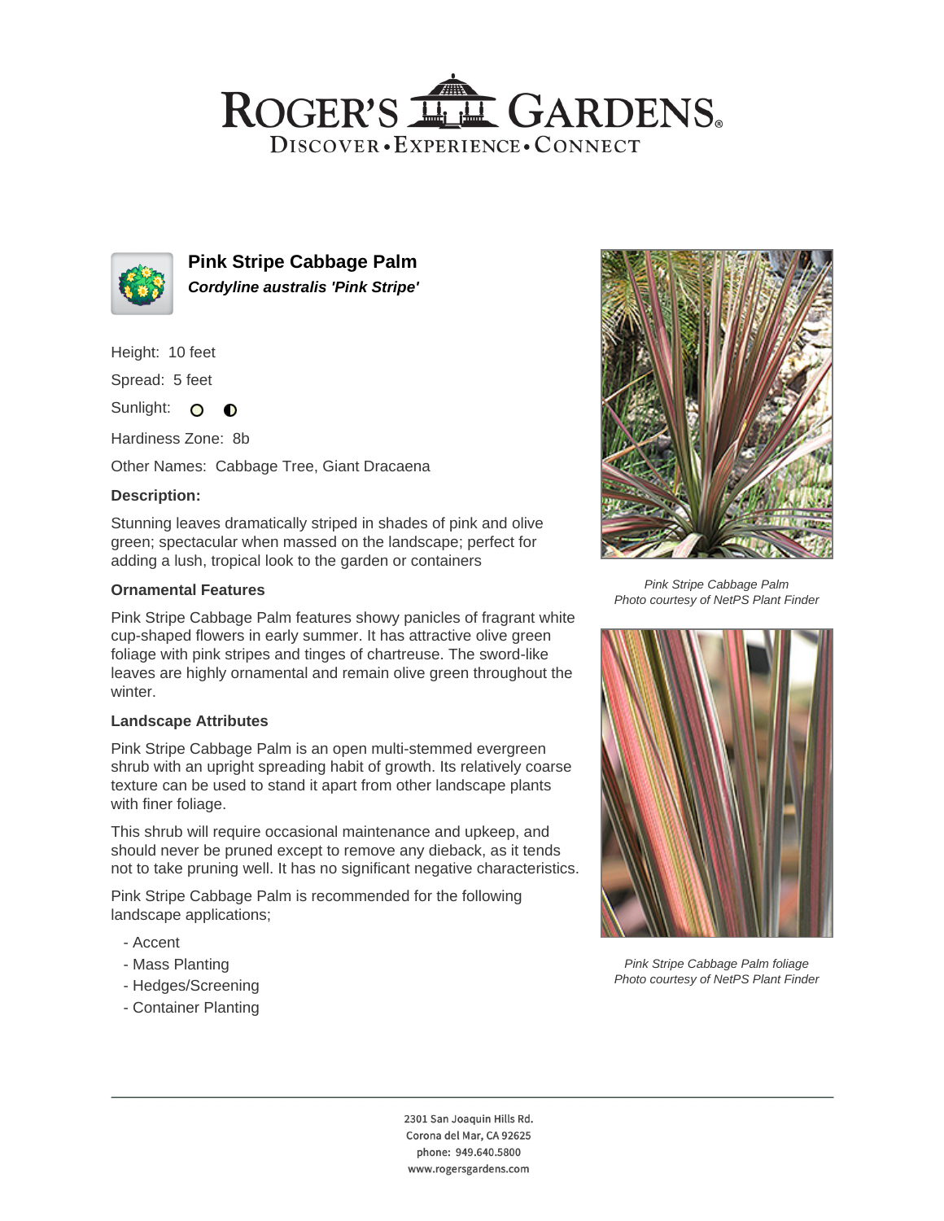# Pink Stripe Cabbage Palm

***Cordyline australis 'Pink Stripe'***

Height: 10 feet

Spread: 5 feet

Sunlight:

Hardiness Zone: 8b

Other Names: Cabbage Tree, Giant Dracaena

### Description:

Stunning leaves dramatically striped in shades of pink and olive green; spectacular when massed on the landscape; perfect for adding a lush, tropical look to the garden or containers

### Ornamental Features

Pink Stripe Cabbage Palm features showy panicles of fragrant white cup-shaped flowers in early summer. It has attractive olive green foliage with pink stripes and tinges of chartreuse. The sword-like leaves are highly ornamental and remain olive green throughout the winter.

### Landscape Attributes

Pink Stripe Cabbage Palm is an open multi-stemmed evergreen shrub with an upright spreading habit of growth. Its relatively coarse texture can be used to stand it apart from other landscape plants with finer foliage.

This shrub will require occasional maintenance and upkeep, and should never be pruned except to remove any dieback, as it tends not to take pruning well. It has no significant negative characteristics.

Pink Stripe Cabbage Palm is recommended for the following landscape applications;

- Accent
- Mass Planting
- Hedges/Screening
- Container Planting

*Pink Stripe Cabbage Palm*
*Photo courtesy of NetPS Plant Finder*

*Pink Stripe Cabbage Palm foliage*
*Photo courtesy of NetPS Plant Finder*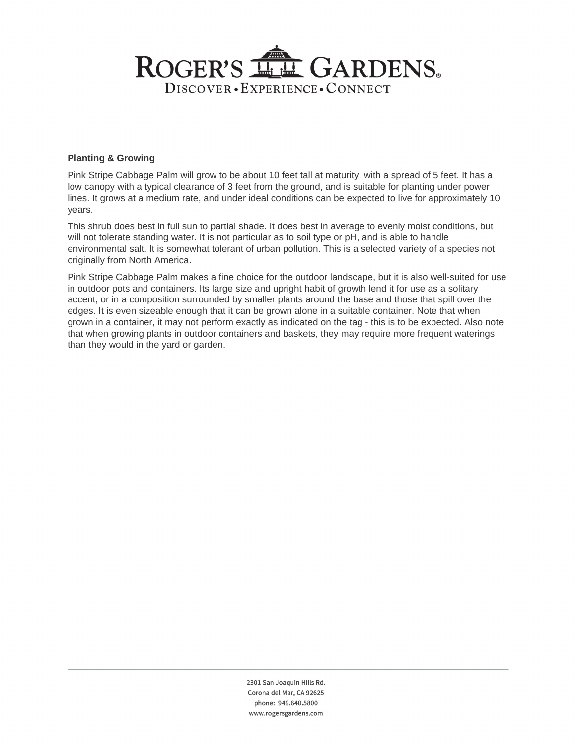**Planting & Growing**

Pink Stripe Cabbage Palm will grow to be about 10 feet tall at maturity, with a spread of 5 feet. It has a low canopy with a typical clearance of 3 feet from the ground, and is suitable for planting under power lines. It grows at a medium rate, and under ideal conditions can be expected to live for approximately 10 years.

This shrub does best in full sun to partial shade. It does best in average to evenly moist conditions, but will not tolerate standing water. It is not particular as to soil type or pH, and is able to handle environmental salt. It is somewhat tolerant of urban pollution. This is a selected variety of a species not originally from North America.

Pink Stripe Cabbage Palm makes a fine choice for the outdoor landscape, but it is also well-suited for use in outdoor pots and containers. Its large size and upright habit of growth lend it for use as a solitary accent, or in a composition surrounded by smaller plants around the base and those that spill over the edges. It is even sizeable enough that it can be grown alone in a suitable container. Note that when grown in a container, it may not perform exactly as indicated on the tag - this is to be expected. Also note that when growing plants in outdoor containers and baskets, they may require more frequent waterings than they would in the yard or garden.